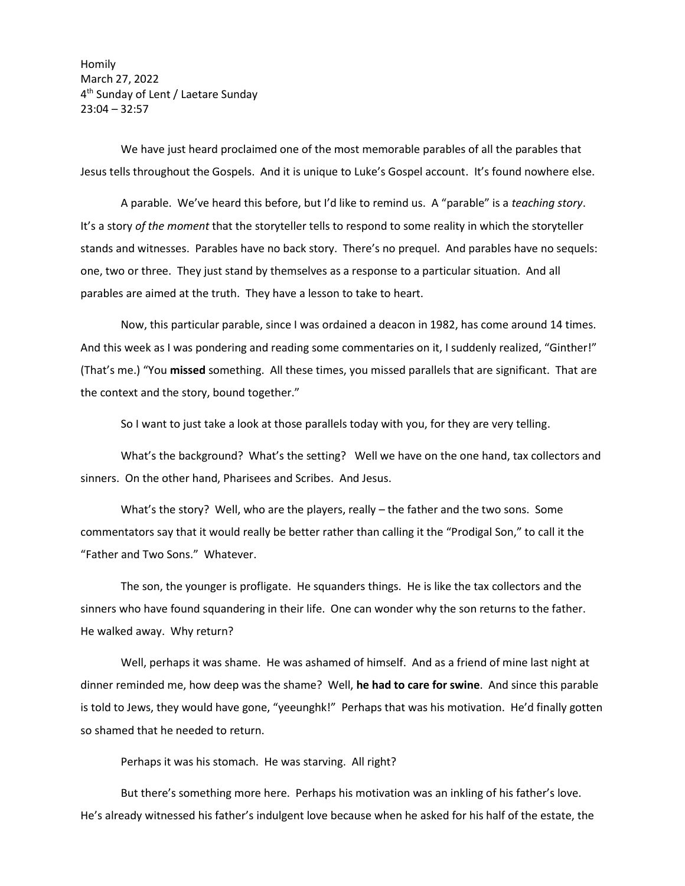Homily
March 27, 2022
4th Sunday of Lent / Laetare Sunday
23:04 – 32:57

We have just heard proclaimed one of the most memorable parables of all the parables that Jesus tells throughout the Gospels. And it is unique to Luke's Gospel account. It's found nowhere else.

A parable. We've heard this before, but I'd like to remind us. A "parable" is a *teaching story*. It's a story *of the moment* that the storyteller tells to respond to some reality in which the storyteller stands and witnesses. Parables have no back story. There's no prequel. And parables have no sequels: one, two or three. They just stand by themselves as a response to a particular situation. And all parables are aimed at the truth. They have a lesson to take to heart.

Now, this particular parable, since I was ordained a deacon in 1982, has come around 14 times. And this week as I was pondering and reading some commentaries on it, I suddenly realized, "Ginther!" (That's me.) "You **missed** something. All these times, you missed parallels that are significant. That are the context and the story, bound together."

So I want to just take a look at those parallels today with you, for they are very telling.

What's the background? What's the setting? Well we have on the one hand, tax collectors and sinners. On the other hand, Pharisees and Scribes. And Jesus.

What's the story? Well, who are the players, really – the father and the two sons. Some commentators say that it would really be better rather than calling it the "Prodigal Son," to call it the "Father and Two Sons." Whatever.

The son, the younger is profligate. He squanders things. He is like the tax collectors and the sinners who have found squandering in their life. One can wonder why the son returns to the father. He walked away. Why return?

Well, perhaps it was shame. He was ashamed of himself. And as a friend of mine last night at dinner reminded me, how deep was the shame? Well, **he had to care for swine**. And since this parable is told to Jews, they would have gone, "yeeunghk!" Perhaps that was his motivation. He'd finally gotten so shamed that he needed to return.

Perhaps it was his stomach. He was starving. All right?

But there's something more here. Perhaps his motivation was an inkling of his father's love. He's already witnessed his father's indulgent love because when he asked for his half of the estate, the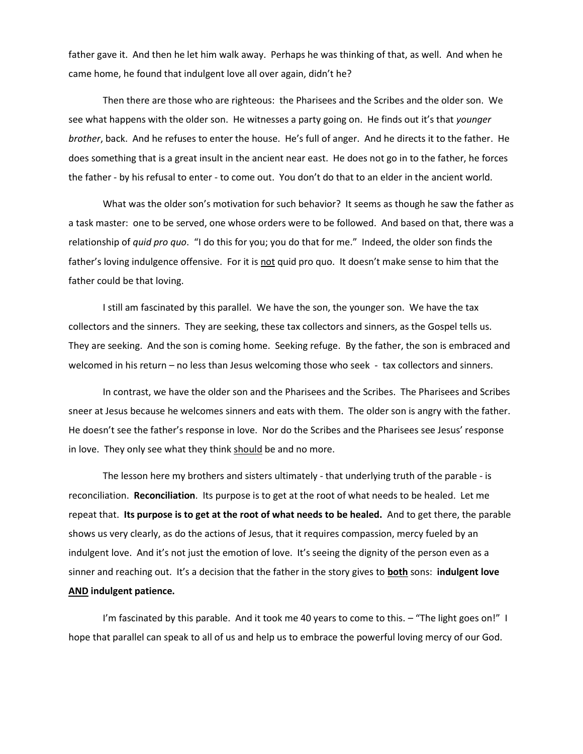father gave it. And then he let him walk away. Perhaps he was thinking of that, as well. And when he came home, he found that indulgent love all over again, didn't he?

Then there are those who are righteous: the Pharisees and the Scribes and the older son. We see what happens with the older son. He witnesses a party going on. He finds out it's that *younger brother*, back. And he refuses to enter the house. He's full of anger. And he directs it to the father. He does something that is a great insult in the ancient near east. He does not go in to the father, he forces the father - by his refusal to enter - to come out. You don't do that to an elder in the ancient world.

What was the older son's motivation for such behavior? It seems as though he saw the father as a task master: one to be served, one whose orders were to be followed. And based on that, there was a relationship of *quid pro quo*. "I do this for you; you do that for me." Indeed, the older son finds the father's loving indulgence offensive. For it is <u>not</u> quid pro quo. It doesn't make sense to him that the father could be that loving.

I still am fascinated by this parallel. We have the son, the younger son. We have the tax collectors and the sinners. They are seeking, these tax collectors and sinners, as the Gospel tells us. They are seeking. And the son is coming home. Seeking refuge. By the father, the son is embraced and welcomed in his return – no less than Jesus welcoming those who seek - tax collectors and sinners.

In contrast, we have the older son and the Pharisees and the Scribes. The Pharisees and Scribes sneer at Jesus because he welcomes sinners and eats with them. The older son is angry with the father. He doesn't see the father's response in love. Nor do the Scribes and the Pharisees see Jesus' response in love. They only see what they think <u>should</u> be and no more.

The lesson here my brothers and sisters ultimately - that underlying truth of the parable - is reconciliation. **Reconciliation**. Its purpose is to get at the root of what needs to be healed. Let me repeat that. **Its purpose is to get at the root of what needs to be healed.** And to get there, the parable shows us very clearly, as do the actions of Jesus, that it requires compassion, mercy fueled by an indulgent love. And it's not just the emotion of love. It's seeing the dignity of the person even as a sinner and reaching out. It's a decision that the father in the story gives to **<u>both</u>** sons: **indulgent love <u>AND</u> indulgent patience.**

I'm fascinated by this parable. And it took me 40 years to come to this. – "The light goes on!" I hope that parallel can speak to all of us and help us to embrace the powerful loving mercy of our God.